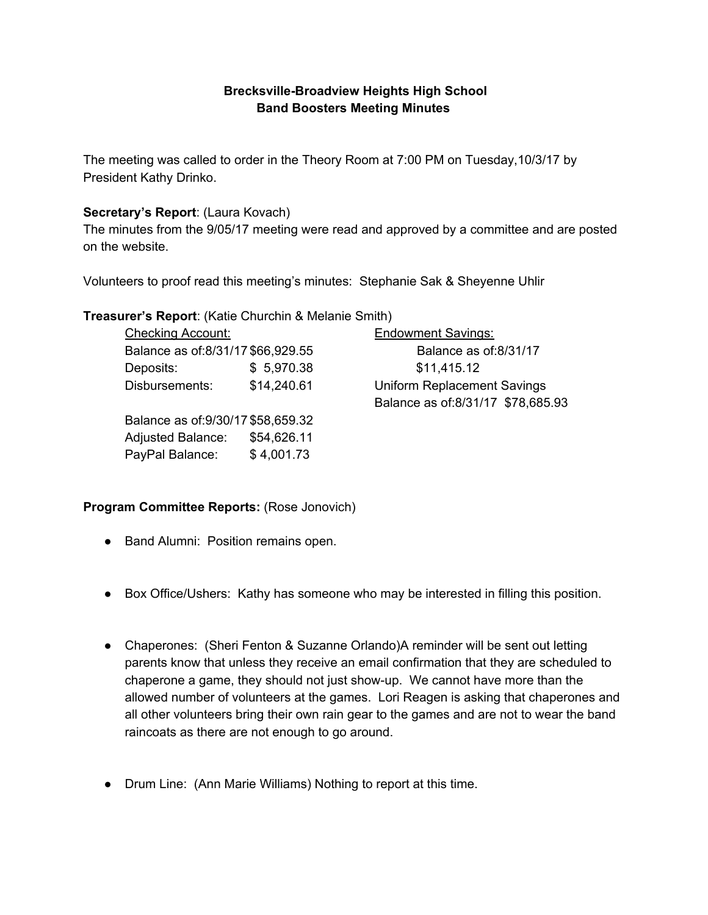**Brecksville-Broadview Heights High School**
**Band Boosters Meeting Minutes**

The meeting was called to order in the Theory Room at 7:00 PM on Tuesday,10/3/17 by President Kathy Drinko.

**Secretary's Report**: (Laura Kovach)
The minutes from the 9/05/17 meeting were read and approved by a committee and are posted on the website.

Volunteers to proof read this meeting's minutes: Stephanie Sak & Sheyenne Uhlir

**Treasurer's Report**: (Katie Churchin & Melanie Smith)

| Checking Account: | | Endowment Savings: |
|---|---|---|
| Balance as of:8/31/17 | $66,929.55 | Balance as of:8/31/17 |
| Deposits: | $ 5,970.38 | $11,415.12 |
| Disbursements: | $14,240.61 | Uniform Replacement Savings |
| | | Balance as of:8/31/17 $78,685.93 |
| Balance as of:9/30/17 | $58,659.32 | |
| Adjusted Balance: | $54,626.11 | |
| PayPal Balance: | $ 4,001.73 | |

**Program Committee Reports:** (Rose Jonovich)

- Band Alumni: Position remains open.
- Box Office/Ushers: Kathy has someone who may be interested in filling this position.
- Chaperones: (Sheri Fenton & Suzanne Orlando)A reminder will be sent out letting parents know that unless they receive an email confirmation that they are scheduled to chaperone a game, they should not just show-up. We cannot have more than the allowed number of volunteers at the games. Lori Reagen is asking that chaperones and all other volunteers bring their own rain gear to the games and are not to wear the band raincoats as there are not enough to go around.
- Drum Line: (Ann Marie Williams) Nothing to report at this time.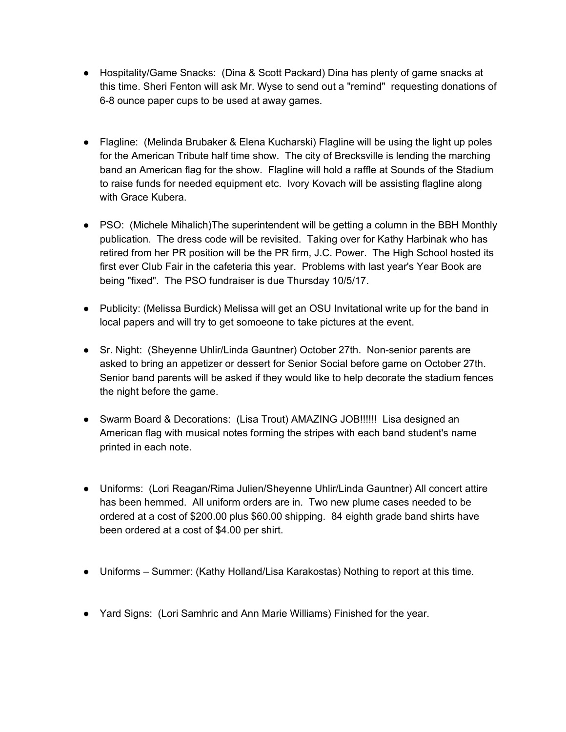- Hospitality/Game Snacks: (Dina & Scott Packard) Dina has plenty of game snacks at this time. Sheri Fenton will ask Mr. Wyse to send out a "remind" requesting donations of 6-8 ounce paper cups to be used at away games.

- Flagline: (Melinda Brubaker & Elena Kucharski) Flagline will be using the light up poles for the American Tribute half time show. The city of Brecksville is lending the marching band an American flag for the show. Flagline will hold a raffle at Sounds of the Stadium to raise funds for needed equipment etc. Ivory Kovach will be assisting flagline along with Grace Kubera.

- PSO: (Michele Mihalich)The superintendent will be getting a column in the BBH Monthly publication. The dress code will be revisited. Taking over for Kathy Harbinak who has retired from her PR position will be the PR firm, J.C. Power. The High School hosted its first ever Club Fair in the cafeteria this year. Problems with last year's Year Book are being "fixed". The PSO fundraiser is due Thursday 10/5/17.

- Publicity: (Melissa Burdick) Melissa will get an OSU Invitational write up for the band in local papers and will try to get somoeone to take pictures at the event.

- Sr. Night: (Sheyenne Uhlir/Linda Gauntner) October 27th. Non-senior parents are asked to bring an appetizer or dessert for Senior Social before game on October 27th. Senior band parents will be asked if they would like to help decorate the stadium fences the night before the game.

- Swarm Board & Decorations: (Lisa Trout) AMAZING JOB!!!!!! Lisa designed an American flag with musical notes forming the stripes with each band student's name printed in each note.

- Uniforms: (Lori Reagan/Rima Julien/Sheyenne Uhlir/Linda Gauntner) All concert attire has been hemmed. All uniform orders are in. Two new plume cases needed to be ordered at a cost of $200.00 plus $60.00 shipping. 84 eighth grade band shirts have been ordered at a cost of $4.00 per shirt.

- Uniforms – Summer: (Kathy Holland/Lisa Karakostas) Nothing to report at this time.

- Yard Signs: (Lori Samhric and Ann Marie Williams) Finished for the year.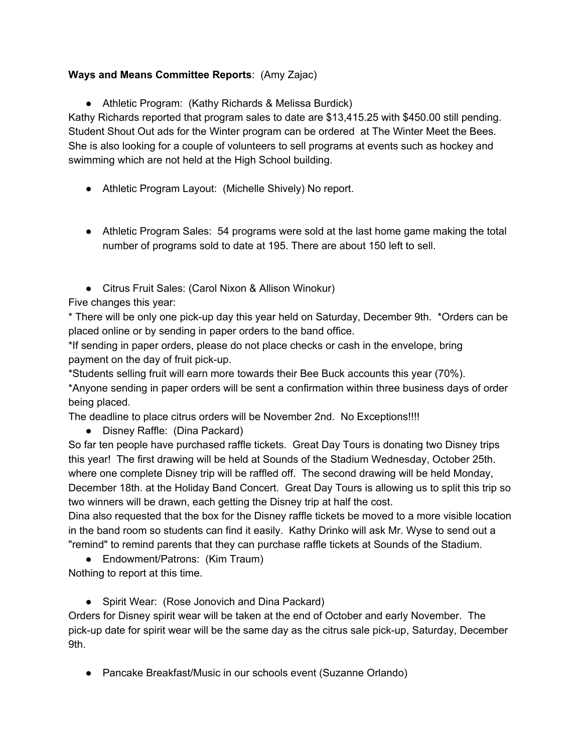**Ways and Means Committee Reports**: (Amy Zajac)

- Athletic Program: (Kathy Richards & Melissa Burdick)

Kathy Richards reported that program sales to date are $13,415.25 with $450.00 still pending. Student Shout Out ads for the Winter program can be ordered at The Winter Meet the Bees. She is also looking for a couple of volunteers to sell programs at events such as hockey and swimming which are not held at the High School building.

- Athletic Program Layout: (Michelle Shively) No report.

- Athletic Program Sales: 54 programs were sold at the last home game making the total number of programs sold to date at 195. There are about 150 left to sell.

- Citrus Fruit Sales: (Carol Nixon & Allison Winokur)

Five changes this year:
* There will be only one pick-up day this year held on Saturday, December 9th. *Orders can be placed online or by sending in paper orders to the band office.
*If sending in paper orders, please do not place checks or cash in the envelope, bring payment on the day of fruit pick-up.
*Students selling fruit will earn more towards their Bee Buck accounts this year (70%).
*Anyone sending in paper orders will be sent a confirmation within three business days of order being placed.
The deadline to place citrus orders will be November 2nd. No Exceptions!!!!

- Disney Raffle: (Dina Packard)

So far ten people have purchased raffle tickets. Great Day Tours is donating two Disney trips this year! The first drawing will be held at Sounds of the Stadium Wednesday, October 25th. where one complete Disney trip will be raffled off. The second drawing will be held Monday, December 18th. at the Holiday Band Concert. Great Day Tours is allowing us to split this trip so two winners will be drawn, each getting the Disney trip at half the cost.
Dina also requested that the box for the Disney raffle tickets be moved to a more visible location in the band room so students can find it easily. Kathy Drinko will ask Mr. Wyse to send out a "remind" to remind parents that they can purchase raffle tickets at Sounds of the Stadium.

- Endowment/Patrons: (Kim Traum)

Nothing to report at this time.

- Spirit Wear: (Rose Jonovich and Dina Packard)

Orders for Disney spirit wear will be taken at the end of October and early November. The pick-up date for spirit wear will be the same day as the citrus sale pick-up, Saturday, December 9th.

- Pancake Breakfast/Music in our schools event (Suzanne Orlando)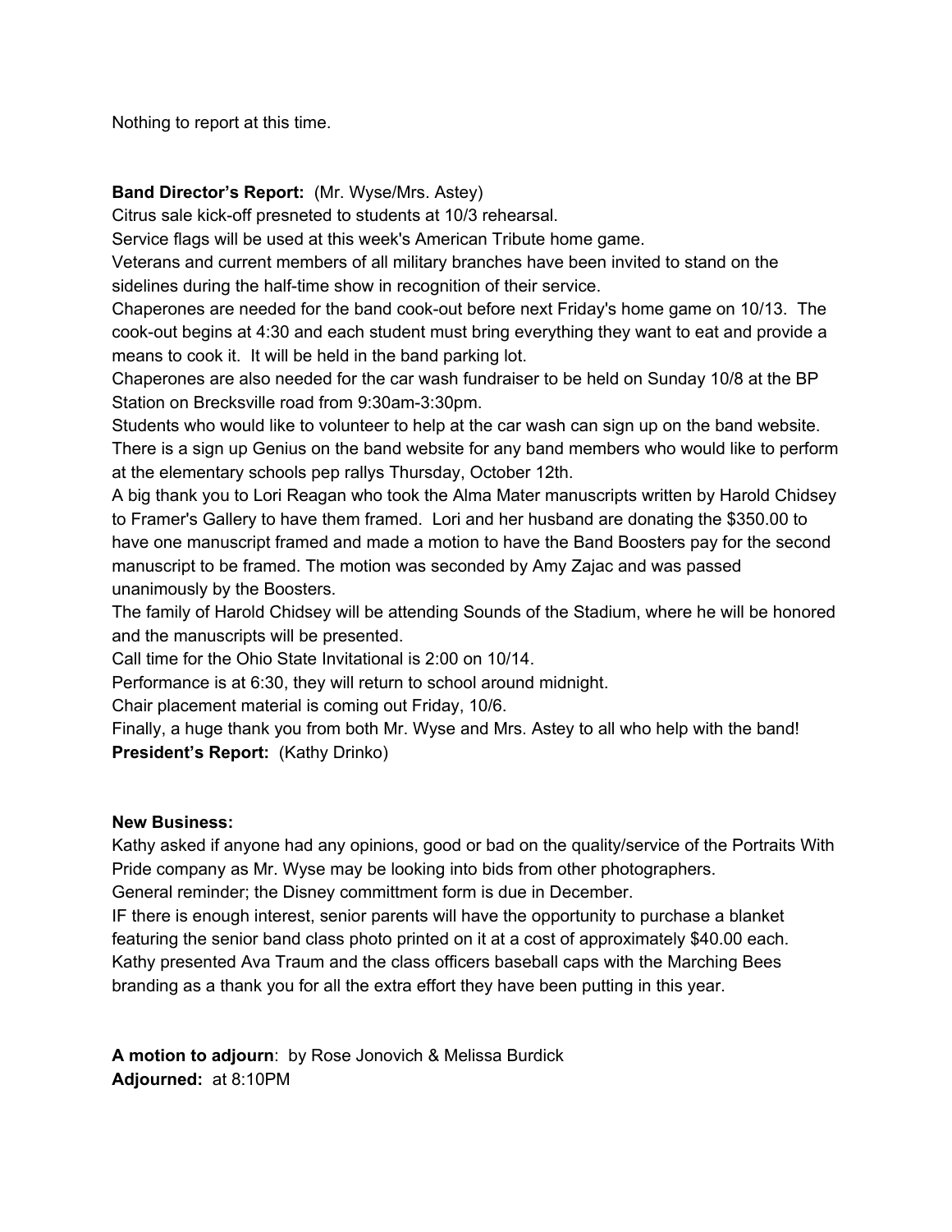Nothing to report at this time.

**Band Director's Report:** (Mr. Wyse/Mrs. Astey)

Citrus sale kick-off presneted to students at 10/3 rehearsal.

Service flags will be used at this week's American Tribute home game.

Veterans and current members of all military branches have been invited to stand on the sidelines during the half-time show in recognition of their service.

Chaperones are needed for the band cook-out before next Friday's home game on 10/13. The cook-out begins at 4:30 and each student must bring everything they want to eat and provide a means to cook it. It will be held in the band parking lot.

Chaperones are also needed for the car wash fundraiser to be held on Sunday 10/8 at the BP Station on Brecksville road from 9:30am-3:30pm.

Students who would like to volunteer to help at the car wash can sign up on the band website.

There is a sign up Genius on the band website for any band members who would like to perform at the elementary schools pep rallys Thursday, October 12th.

A big thank you to Lori Reagan who took the Alma Mater manuscripts written by Harold Chidsey to Framer's Gallery to have them framed. Lori and her husband are donating the $350.00 to have one manuscript framed and made a motion to have the Band Boosters pay for the second manuscript to be framed. The motion was seconded by Amy Zajac and was passed unanimously by the Boosters.

The family of Harold Chidsey will be attending Sounds of the Stadium, where he will be honored and the manuscripts will be presented.

Call time for the Ohio State Invitational is 2:00 on 10/14.

Performance is at 6:30, they will return to school around midnight.

Chair placement material is coming out Friday, 10/6.

Finally, a huge thank you from both Mr. Wyse and Mrs. Astey to all who help with the band!

**President's Report:** (Kathy Drinko)

**New Business:**

Kathy asked if anyone had any opinions, good or bad on the quality/service of the Portraits With Pride company as Mr. Wyse may be looking into bids from other photographers.

General reminder; the Disney committment form is due in December.

IF there is enough interest, senior parents will have the opportunity to purchase a blanket featuring the senior band class photo printed on it at a cost of approximately $40.00 each.

Kathy presented Ava Traum and the class officers baseball caps with the Marching Bees branding as a thank you for all the extra effort they have been putting in this year.

**A motion to adjourn**: by Rose Jonovich & Melissa Burdick

**Adjourned:** at 8:10PM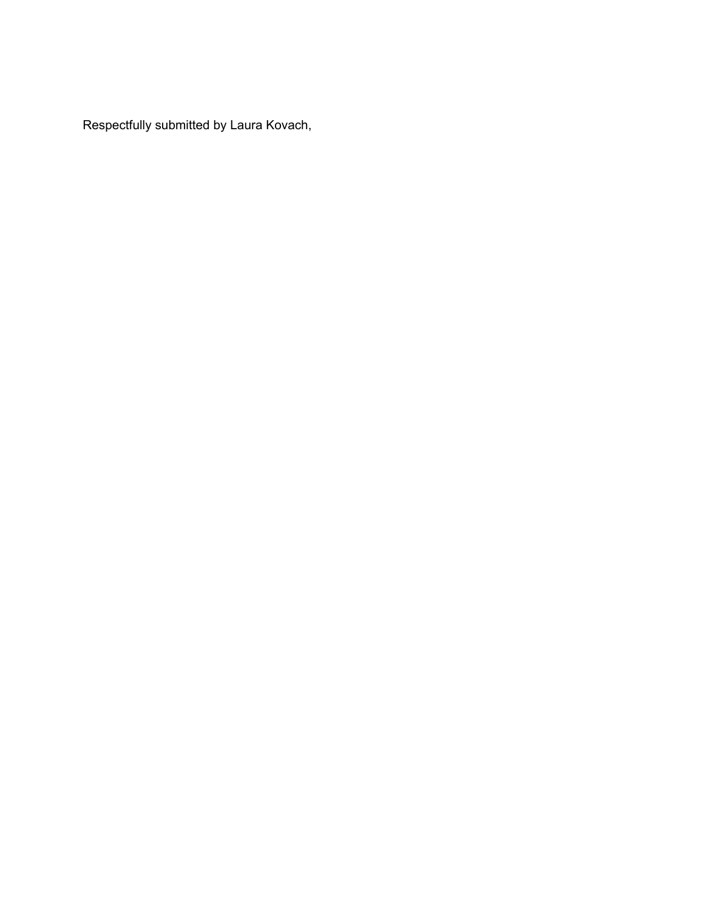Respectfully submitted by Laura Kovach,